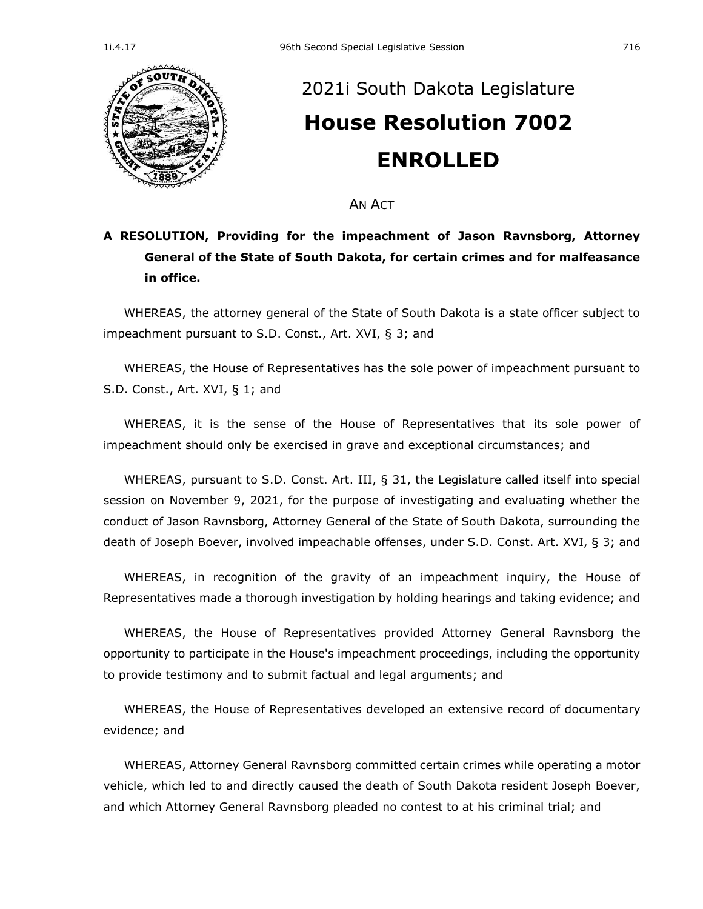# 2021i South Dakota Legislature

# House Resolution 7002

# ENROLLED

AN ACT

**A RESOLUTION, Providing for the impeachment of Jason Ravnsborg, Attorney General of the State of South Dakota, for certain crimes and for malfeasance in office.**

WHEREAS, the attorney general of the State of South Dakota is a state officer subject to impeachment pursuant to S.D. Const., Art. XVI, § 3; and

WHEREAS, the House of Representatives has the sole power of impeachment pursuant to S.D. Const., Art. XVI, § 1; and

WHEREAS, it is the sense of the House of Representatives that its sole power of impeachment should only be exercised in grave and exceptional circumstances; and

WHEREAS, pursuant to S.D. Const. Art. III, § 31, the Legislature called itself into special session on November 9, 2021, for the purpose of investigating and evaluating whether the conduct of Jason Ravnsborg, Attorney General of the State of South Dakota, surrounding the death of Joseph Boever, involved impeachable offenses, under S.D. Const. Art. XVI, § 3; and

WHEREAS, in recognition of the gravity of an impeachment inquiry, the House of Representatives made a thorough investigation by holding hearings and taking evidence; and

WHEREAS, the House of Representatives provided Attorney General Ravnsborg the opportunity to participate in the House's impeachment proceedings, including the opportunity to provide testimony and to submit factual and legal arguments; and

WHEREAS, the House of Representatives developed an extensive record of documentary evidence; and

WHEREAS, Attorney General Ravnsborg committed certain crimes while operating a motor vehicle, which led to and directly caused the death of South Dakota resident Joseph Boever, and which Attorney General Ravnsborg pleaded no contest to at his criminal trial; and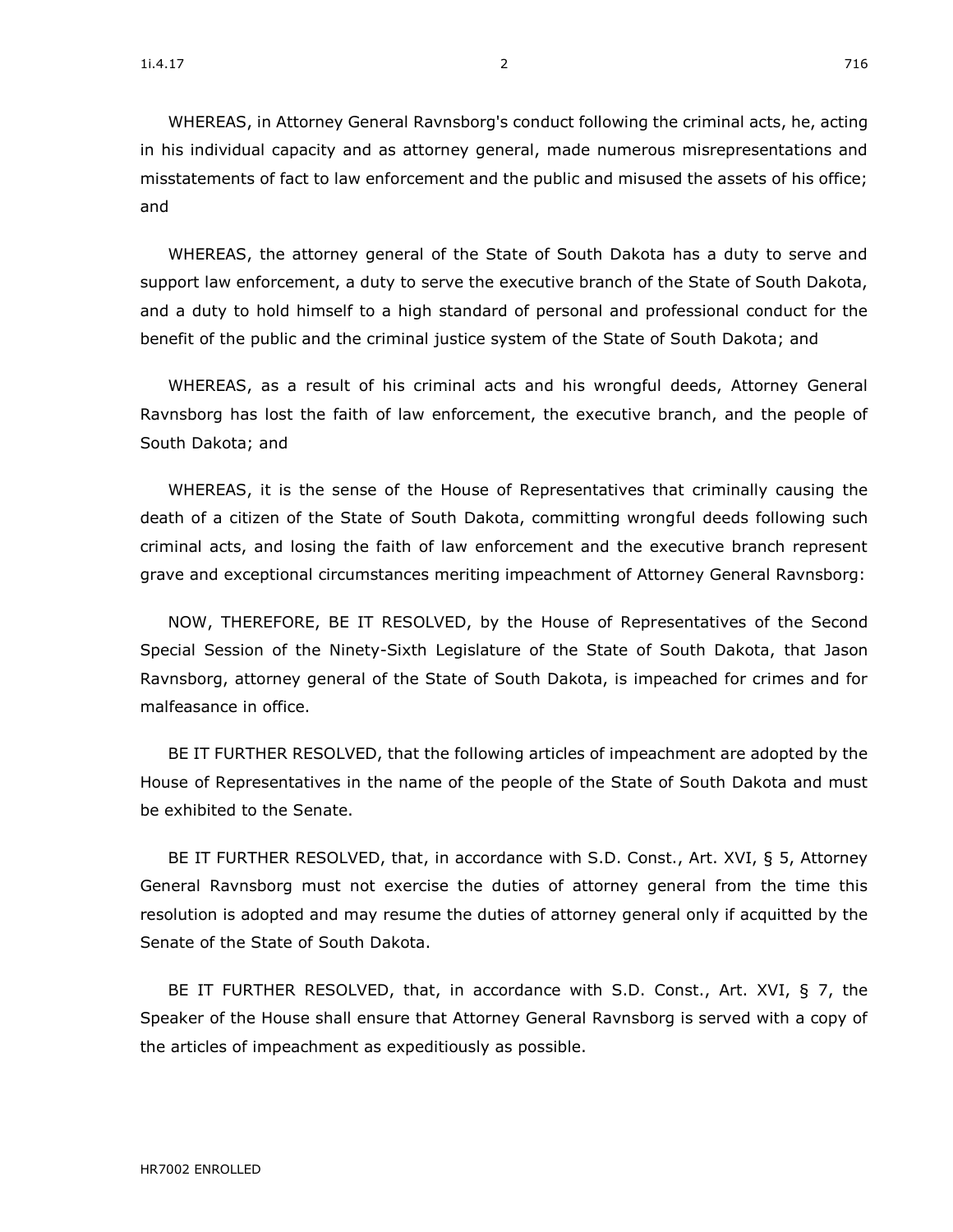WHEREAS, in Attorney General Ravnsborg's conduct following the criminal acts, he, acting in his individual capacity and as attorney general, made numerous misrepresentations and misstatements of fact to law enforcement and the public and misused the assets of his office; and

WHEREAS, the attorney general of the State of South Dakota has a duty to serve and support law enforcement, a duty to serve the executive branch of the State of South Dakota, and a duty to hold himself to a high standard of personal and professional conduct for the benefit of the public and the criminal justice system of the State of South Dakota; and

WHEREAS, as a result of his criminal acts and his wrongful deeds, Attorney General Ravnsborg has lost the faith of law enforcement, the executive branch, and the people of South Dakota; and

WHEREAS, it is the sense of the House of Representatives that criminally causing the death of a citizen of the State of South Dakota, committing wrongful deeds following such criminal acts, and losing the faith of law enforcement and the executive branch represent grave and exceptional circumstances meriting impeachment of Attorney General Ravnsborg:

NOW, THEREFORE, BE IT RESOLVED, by the House of Representatives of the Second Special Session of the Ninety-Sixth Legislature of the State of South Dakota, that Jason Ravnsborg, attorney general of the State of South Dakota, is impeached for crimes and for malfeasance in office.

BE IT FURTHER RESOLVED, that the following articles of impeachment are adopted by the House of Representatives in the name of the people of the State of South Dakota and must be exhibited to the Senate.

BE IT FURTHER RESOLVED, that, in accordance with S.D. Const., Art. XVI, § 5, Attorney General Ravnsborg must not exercise the duties of attorney general from the time this resolution is adopted and may resume the duties of attorney general only if acquitted by the Senate of the State of South Dakota.

BE IT FURTHER RESOLVED, that, in accordance with S.D. Const., Art. XVI, § 7, the Speaker of the House shall ensure that Attorney General Ravnsborg is served with a copy of the articles of impeachment as expeditiously as possible.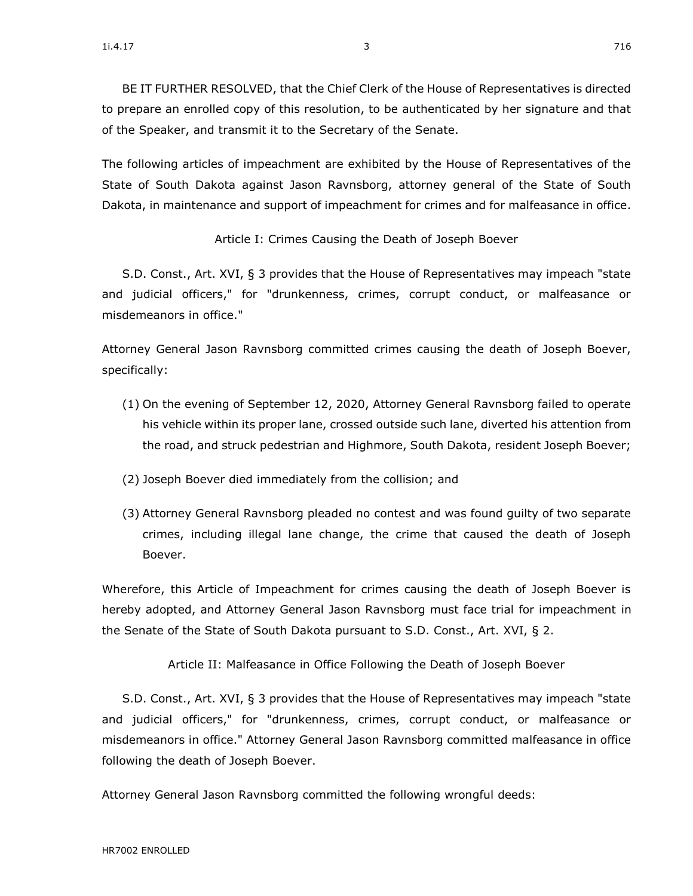BE IT FURTHER RESOLVED, that the Chief Clerk of the House of Representatives is directed to prepare an enrolled copy of this resolution, to be authenticated by her signature and that of the Speaker, and transmit it to the Secretary of the Senate.

The following articles of impeachment are exhibited by the House of Representatives of the State of South Dakota against Jason Ravnsborg, attorney general of the State of South Dakota, in maintenance and support of impeachment for crimes and for malfeasance in office.

### Article I: Crimes Causing the Death of Joseph Boever

S.D. Const., Art. XVI, § 3 provides that the House of Representatives may impeach "state and judicial officers," for "drunkenness, crimes, corrupt conduct, or malfeasance or misdemeanors in office."

Attorney General Jason Ravnsborg committed crimes causing the death of Joseph Boever, specifically:

(1) On the evening of September 12, 2020, Attorney General Ravnsborg failed to operate his vehicle within its proper lane, crossed outside such lane, diverted his attention from the road, and struck pedestrian and Highmore, South Dakota, resident Joseph Boever;

(2) Joseph Boever died immediately from the collision; and

(3) Attorney General Ravnsborg pleaded no contest and was found guilty of two separate crimes, including illegal lane change, the crime that caused the death of Joseph Boever.

Wherefore, this Article of Impeachment for crimes causing the death of Joseph Boever is hereby adopted, and Attorney General Jason Ravnsborg must face trial for impeachment in the Senate of the State of South Dakota pursuant to S.D. Const., Art. XVI, § 2.

### Article II: Malfeasance in Office Following the Death of Joseph Boever

S.D. Const., Art. XVI, § 3 provides that the House of Representatives may impeach "state and judicial officers," for "drunkenness, crimes, corrupt conduct, or malfeasance or misdemeanors in office." Attorney General Jason Ravnsborg committed malfeasance in office following the death of Joseph Boever.

Attorney General Jason Ravnsborg committed the following wrongful deeds: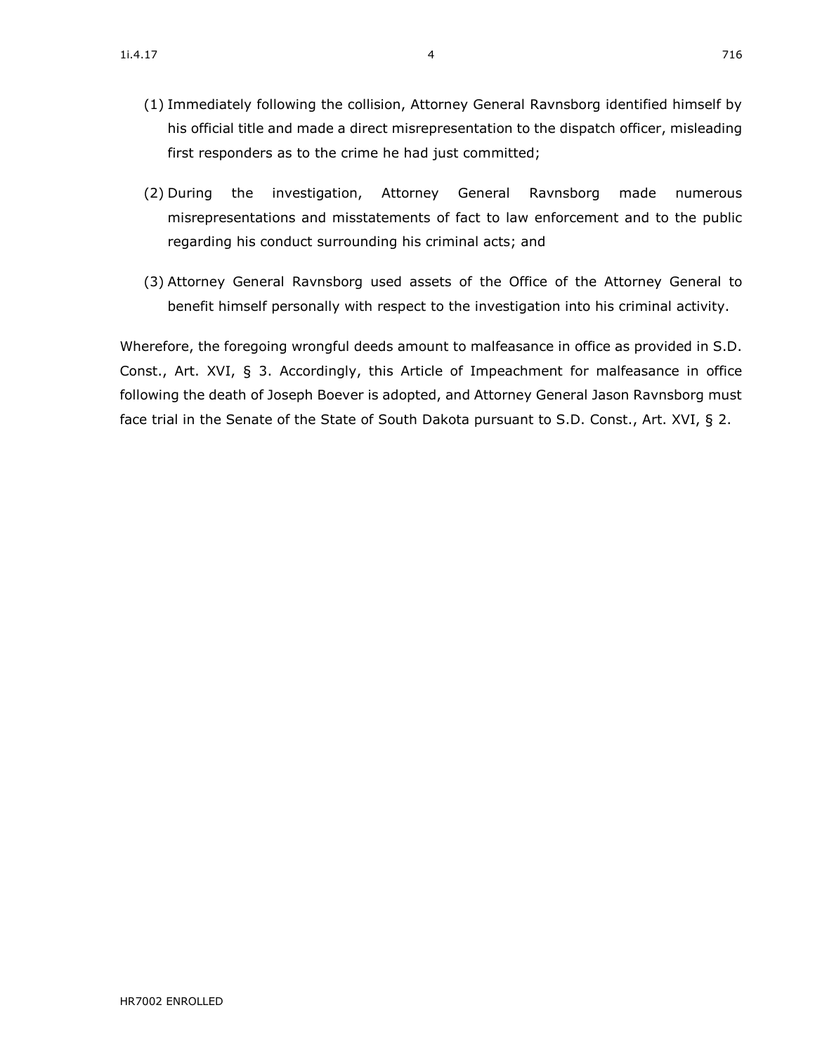(1) Immediately following the collision, Attorney General Ravnsborg identified himself by his official title and made a direct misrepresentation to the dispatch officer, misleading first responders as to the crime he had just committed;

(2) During the investigation, Attorney General Ravnsborg made numerous misrepresentations and misstatements of fact to law enforcement and to the public regarding his conduct surrounding his criminal acts; and

(3) Attorney General Ravnsborg used assets of the Office of the Attorney General to benefit himself personally with respect to the investigation into his criminal activity.

Wherefore, the foregoing wrongful deeds amount to malfeasance in office as provided in S.D. Const., Art. XVI, § 3. Accordingly, this Article of Impeachment for malfeasance in office following the death of Joseph Boever is adopted, and Attorney General Jason Ravnsborg must face trial in the Senate of the State of South Dakota pursuant to S.D. Const., Art. XVI, § 2.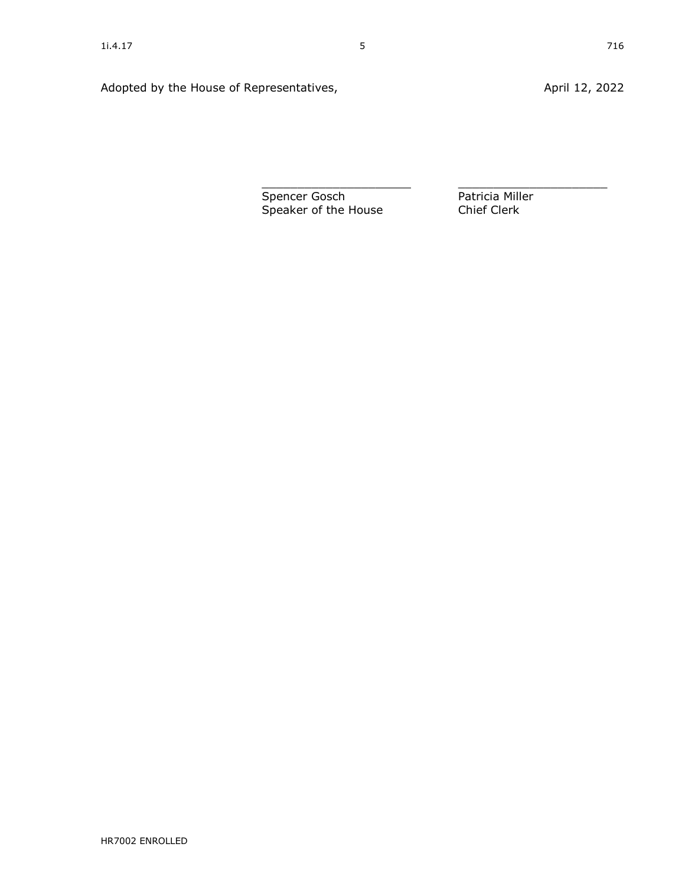Adopted by the House of Representatives, April 12, 2022

| | |
|---|---|
| _____________________ | _____________________ |
| Spencer Gosch | Patricia Miller |
| Speaker of the House | Chief Clerk |

HR7002 ENROLLED